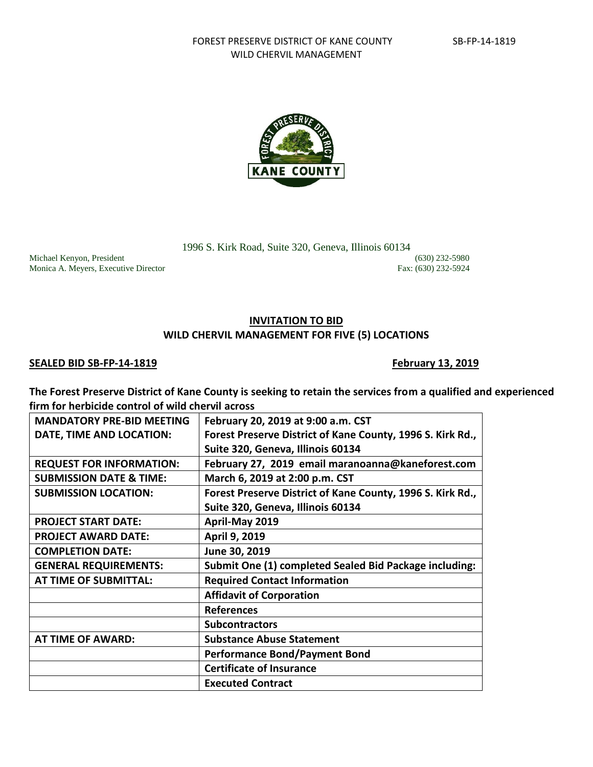FOREST PRESERVE DISTRICT OF KANE COUNTY SB-FP-14-1819
WILD CHERVIL MANAGEMENT

1996 S. Kirk Road, Suite 320, Geneva, Illinois 60134

Michael Kenyon, President (630) 232-5980
Monica A. Meyers, Executive Director Fax: (630) 232-5924

## INVITATION TO BID
## WILD CHERVIL MANAGEMENT FOR FIVE (5) LOCATIONS

**SEALED BID SB-FP-14-1819** **February 13, 2019**

**The Forest Preserve District of Kane County is seeking to retain the services from a qualified and experienced firm for herbicide control of wild chervil across**

| | |
|---|---|
| **MANDATORY PRE-BID MEETING DATE, TIME AND LOCATION:** | **February 20, 2019 at 9:00 a.m. CST Forest Preserve District of Kane County, 1996 S. Kirk Rd., Suite 320, Geneva, Illinois 60134** |
| **REQUEST FOR INFORMATION:** | **February 27, 2019 email maranoanna@kaneforest.com** |
| **SUBMISSION DATE & TIME:** | **March 6, 2019 at 2:00 p.m. CST** |
| **SUBMISSION LOCATION:** | **Forest Preserve District of Kane County, 1996 S. Kirk Rd., Suite 320, Geneva, Illinois 60134** |
| **PROJECT START DATE:** | **April-May 2019** |
| **PROJECT AWARD DATE:** | **April 9, 2019** |
| **COMPLETION DATE:** | **June 30, 2019** |
| **GENERAL REQUIREMENTS:** | **Submit One (1) completed Sealed Bid Package including:** |
| **AT TIME OF SUBMITTAL:** | **Required Contact Information** |
| | **Affidavit of Corporation** |
| | **References** |
| | **Subcontractors** |
| **AT TIME OF AWARD:** | **Substance Abuse Statement** |
| | **Performance Bond/Payment Bond** |
| | **Certificate of Insurance** |
| | **Executed Contract** |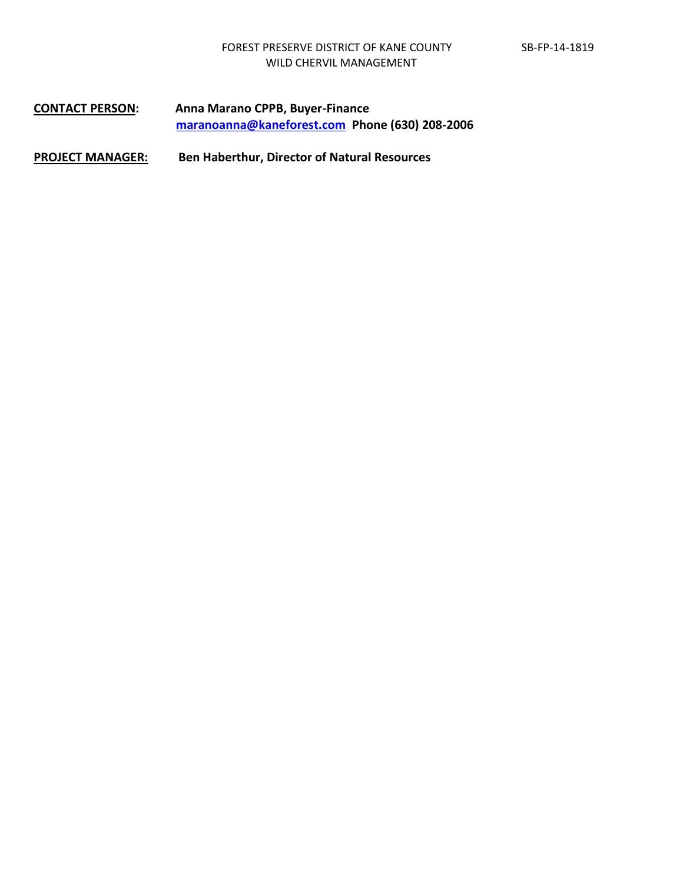**CONTACT PERSON:** **Anna Marano CPPB, Buyer-Finance**
**maranoanna@kaneforest.com Phone (630) 208-2006**

**PROJECT MANAGER:** **Ben Haberthur, Director of Natural Resources**